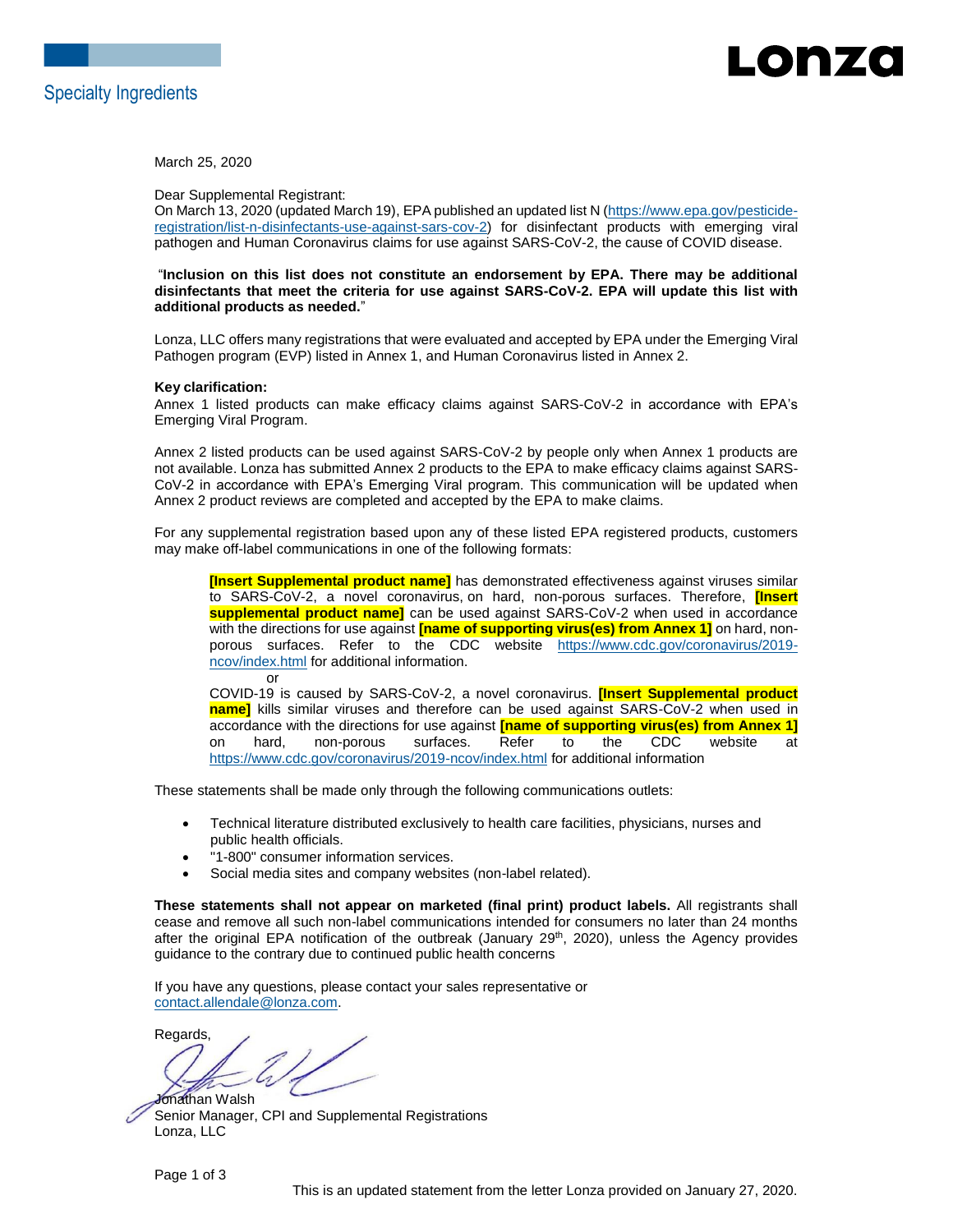Specialty Ingredients

LONZA

March 25, 2020

Dear Supplemental Registrant:
On March 13, 2020 (updated March 19), EPA published an updated list N (https://www.epa.gov/pesticide-registration/list-n-disinfectants-use-against-sars-cov-2) for disinfectant products with emerging viral pathogen and Human Coronavirus claims for use against SARS-CoV-2, the cause of COVID disease.

"**Inclusion on this list does not constitute an endorsement by EPA. There may be additional disinfectants that meet the criteria for use against SARS-CoV-2. EPA will update this list with additional products as needed.**"

Lonza, LLC offers many registrations that were evaluated and accepted by EPA under the Emerging Viral Pathogen program (EVP) listed in Annex 1, and Human Coronavirus listed in Annex 2.

**Key clarification:**
Annex 1 listed products can make efficacy claims against SARS-CoV-2 in accordance with EPA's Emerging Viral Program.

Annex 2 listed products can be used against SARS-CoV-2 by people only when Annex 1 products are not available. Lonza has submitted Annex 2 products to the EPA to make efficacy claims against SARS-CoV-2 in accordance with EPA's Emerging Viral program. This communication will be updated when Annex 2 product reviews are completed and accepted by the EPA to make claims.

For any supplemental registration based upon any of these listed EPA registered products, customers may make off-label communications in one of the following formats:

> **[Insert Supplemental product name]** has demonstrated effectiveness against viruses similar to SARS-CoV-2, a novel coronavirus, on hard, non-porous surfaces. Therefore, **[Insert supplemental product name]** can be used against SARS-CoV-2 when used in accordance with the directions for use against **[name of supporting virus(es) from Annex 1]** on hard, non-porous surfaces. Refer to the CDC website https://www.cdc.gov/coronavirus/2019-ncov/index.html for additional information.
>
> or
>
> COVID-19 is caused by SARS-CoV-2, a novel coronavirus. **[Insert Supplemental product name]** kills similar viruses and therefore can be used against SARS-CoV-2 when used in accordance with the directions for use against **[name of supporting virus(es) from Annex 1]** on hard, non-porous surfaces. Refer to the CDC website at https://www.cdc.gov/coronavirus/2019-ncov/index.html for additional information

These statements shall be made only through the following communications outlets:

- Technical literature distributed exclusively to health care facilities, physicians, nurses and public health officials.
- "1-800" consumer information services.
- Social media sites and company websites (non-label related).

**These statements shall not appear on marketed (final print) product labels.** All registrants shall cease and remove all such non-label communications intended for consumers no later than 24 months after the original EPA notification of the outbreak (January 29th, 2020), unless the Agency provides guidance to the contrary due to continued public health concerns

If you have any questions, please contact your sales representative or contact.allendale@lonza.com.

Regards,

Jonathan Walsh
Senior Manager, CPI and Supplemental Registrations
Lonza, LLC

This is an updated statement from the letter Lonza provided on January 27, 2020.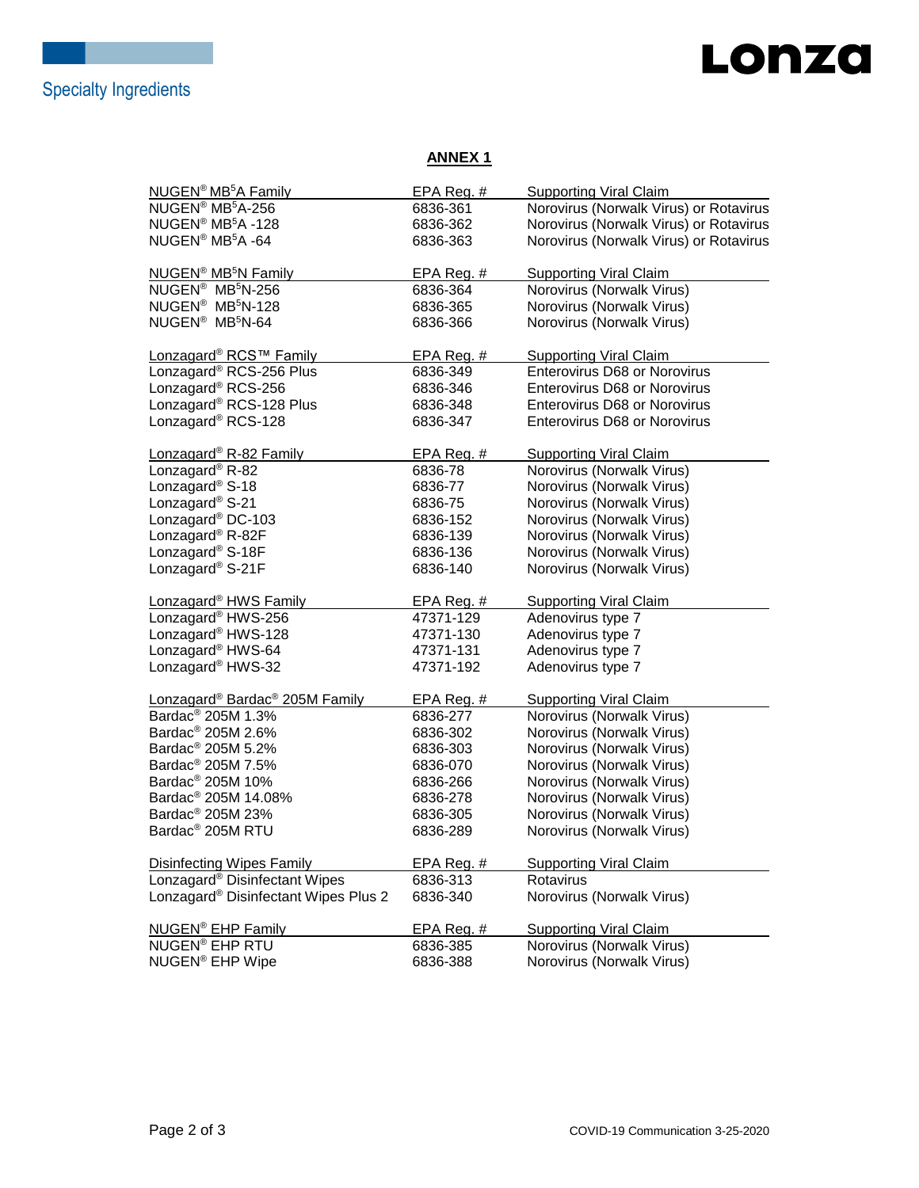# ANNEX 1

| NUGEN® MB$^5$A Family | EPA Reg. # | Supporting Viral Claim |
|---|---|---|
| NUGEN® MB$^5$A-256 | 6836-361 | Norovirus (Norwalk Virus) or Rotavirus |
| NUGEN® MB$^5$A -128 | 6836-362 | Norovirus (Norwalk Virus) or Rotavirus |
| NUGEN® MB$^5$A -64 | 6836-363 | Norovirus (Norwalk Virus) or Rotavirus |

| NUGEN® MB$^5$N Family | EPA Reg. # | Supporting Viral Claim |
|---|---|---|
| NUGEN® MB$^5$N-256 | 6836-364 | Norovirus (Norwalk Virus) |
| NUGEN® MB$^5$N-128 | 6836-365 | Norovirus (Norwalk Virus) |
| NUGEN® MB$^5$N-64 | 6836-366 | Norovirus (Norwalk Virus) |

| Lonzagard® RCS™ Family | EPA Reg. # | Supporting Viral Claim |
|---|---|---|
| Lonzagard® RCS-256 Plus | 6836-349 | Enterovirus D68 or Norovirus |
| Lonzagard® RCS-256 | 6836-346 | Enterovirus D68 or Norovirus |
| Lonzagard® RCS-128 Plus | 6836-348 | Enterovirus D68 or Norovirus |
| Lonzagard® RCS-128 | 6836-347 | Enterovirus D68 or Norovirus |

| Lonzagard® R-82 Family | EPA Reg. # | Supporting Viral Claim |
|---|---|---|
| Lonzagard® R-82 | 6836-78 | Norovirus (Norwalk Virus) |
| Lonzagard® S-18 | 6836-77 | Norovirus (Norwalk Virus) |
| Lonzagard® S-21 | 6836-75 | Norovirus (Norwalk Virus) |
| Lonzagard® DC-103 | 6836-152 | Norovirus (Norwalk Virus) |
| Lonzagard® R-82F | 6836-139 | Norovirus (Norwalk Virus) |
| Lonzagard® S-18F | 6836-136 | Norovirus (Norwalk Virus) |
| Lonzagard® S-21F | 6836-140 | Norovirus (Norwalk Virus) |

| Lonzagard® HWS Family | EPA Reg. # | Supporting Viral Claim |
|---|---|---|
| Lonzagard® HWS-256 | 47371-129 | Adenovirus type 7 |
| Lonzagard® HWS-128 | 47371-130 | Adenovirus type 7 |
| Lonzagard® HWS-64 | 47371-131 | Adenovirus type 7 |
| Lonzagard® HWS-32 | 47371-192 | Adenovirus type 7 |

| Lonzagard® Bardac® 205M Family | EPA Reg. # | Supporting Viral Claim |
|---|---|---|
| Bardac® 205M 1.3% | 6836-277 | Norovirus (Norwalk Virus) |
| Bardac® 205M 2.6% | 6836-302 | Norovirus (Norwalk Virus) |
| Bardac® 205M 5.2% | 6836-303 | Norovirus (Norwalk Virus) |
| Bardac® 205M 7.5% | 6836-070 | Norovirus (Norwalk Virus) |
| Bardac® 205M 10% | 6836-266 | Norovirus (Norwalk Virus) |
| Bardac® 205M 14.08% | 6836-278 | Norovirus (Norwalk Virus) |
| Bardac® 205M 23% | 6836-305 | Norovirus (Norwalk Virus) |
| Bardac® 205M RTU | 6836-289 | Norovirus (Norwalk Virus) |

| Disinfecting Wipes Family | EPA Reg. # | Supporting Viral Claim |
|---|---|---|
| Lonzagard® Disinfectant Wipes | 6836-313 | Rotavirus |
| Lonzagard® Disinfectant Wipes Plus 2 | 6836-340 | Norovirus (Norwalk Virus) |

| NUGEN® EHP Family | EPA Reg. # | Supporting Viral Claim |
|---|---|---|
| NUGEN® EHP RTU | 6836-385 | Norovirus (Norwalk Virus) |
| NUGEN® EHP Wipe | 6836-388 | Norovirus (Norwalk Virus) |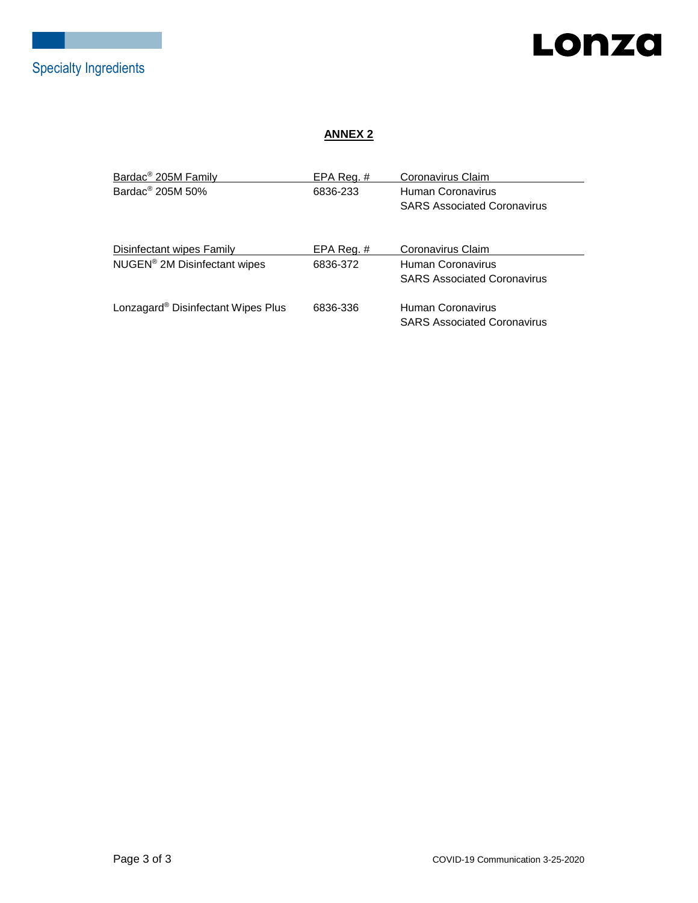## ANNEX 2

| Bardac® 205M Family | EPA Reg. # | Coronavirus Claim |
| --- | --- | --- |
| Bardac® 205M 50% | 6836-233 | Human Coronavirus<br>SARS Associated Coronavirus |

| Disinfectant wipes Family | EPA Reg. # | Coronavirus Claim |
| --- | --- | --- |
| NUGEN® 2M Disinfectant wipes | 6836-372 | Human Coronavirus<br>SARS Associated Coronavirus |
| Lonzagard® Disinfectant Wipes Plus | 6836-336 | Human Coronavirus<br>SARS Associated Coronavirus |